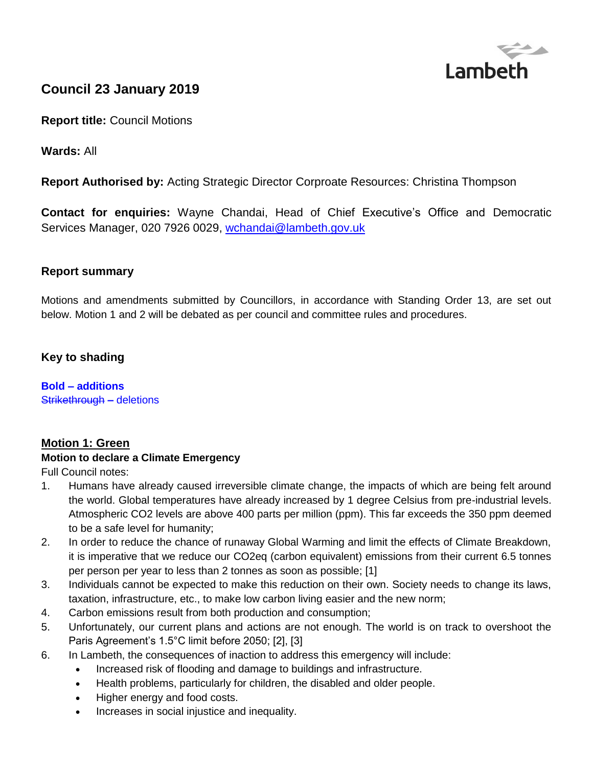Lambeth

# Council 23 January 2019

**Report title:** Council Motions

**Wards:** All

**Report Authorised by:** Acting Strategic Director Corproate Resources: Christina Thompson

**Contact for enquiries:** Wayne Chandai, Head of Chief Executive's Office and Democratic Services Manager, 020 7926 0029, wchandai@lambeth.gov.uk

## Report summary

Motions and amendments submitted by Councillors, in accordance with Standing Order 13, are set out below. Motion 1 and 2 will be debated as per council and committee rules and procedures.

## Key to shading

**Bold – additions**
~~Strikethrough~~ – deletions

## Motion 1: Green

**Motion to declare a Climate Emergency**

Full Council notes:

1. Humans have already caused irreversible climate change, the impacts of which are being felt around the world. Global temperatures have already increased by 1 degree Celsius from pre-industrial levels. Atmospheric $CO_2$ levels are above 400 parts per million (ppm). This far exceeds the 350 ppm deemed to be a safe level for humanity;
2. In order to reduce the chance of runaway Global Warming and limit the effects of Climate Breakdown, it is imperative that we reduce our $CO_2eq$ (carbon equivalent) emissions from their current 6.5 tonnes per person per year to less than 2 tonnes as soon as possible; [1]
3. Individuals cannot be expected to make this reduction on their own. Society needs to change its laws, taxation, infrastructure, etc., to make low carbon living easier and the new norm;
4. Carbon emissions result from both production and consumption;
5. Unfortunately, our current plans and actions are not enough. The world is on track to overshoot the Paris Agreement's 1.5°C limit before 2050; [2], [3]
6. In Lambeth, the consequences of inaction to address this emergency will include:
   - Increased risk of flooding and damage to buildings and infrastructure.
   - Health problems, particularly for children, the disabled and older people.
   - Higher energy and food costs.
   - Increases in social injustice and inequality.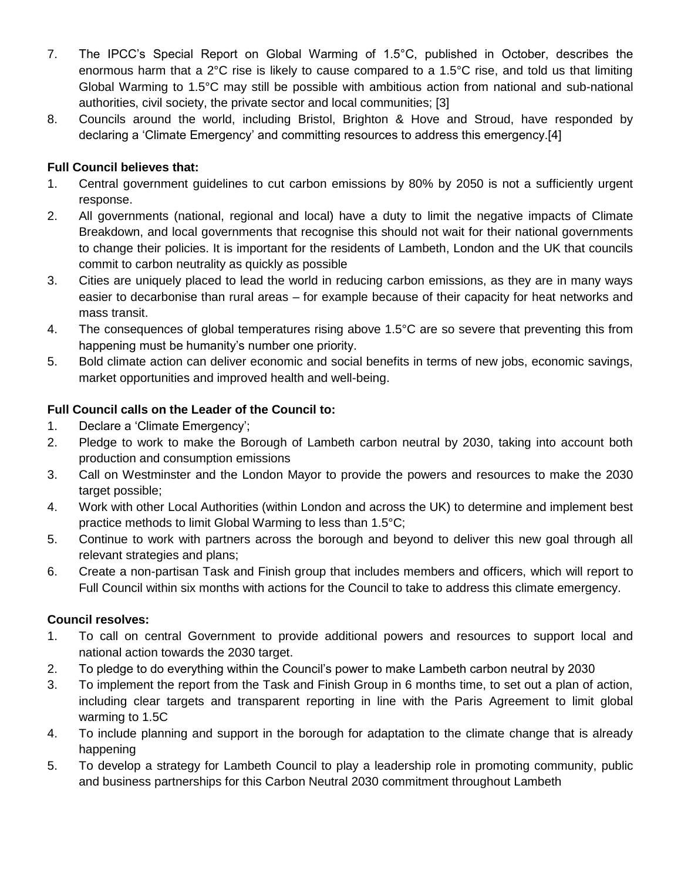7. The IPCC's Special Report on Global Warming of 1.5°C, published in October, describes the enormous harm that a 2°C rise is likely to cause compared to a 1.5°C rise, and told us that limiting Global Warming to 1.5°C may still be possible with ambitious action from national and sub-national authorities, civil society, the private sector and local communities; [3]
8. Councils around the world, including Bristol, Brighton & Hove and Stroud, have responded by declaring a 'Climate Emergency' and committing resources to address this emergency.[4]

**Full Council believes that:**

1. Central government guidelines to cut carbon emissions by 80% by 2050 is not a sufficiently urgent response.
2. All governments (national, regional and local) have a duty to limit the negative impacts of Climate Breakdown, and local governments that recognise this should not wait for their national governments to change their policies. It is important for the residents of Lambeth, London and the UK that councils commit to carbon neutrality as quickly as possible
3. Cities are uniquely placed to lead the world in reducing carbon emissions, as they are in many ways easier to decarbonise than rural areas – for example because of their capacity for heat networks and mass transit.
4. The consequences of global temperatures rising above 1.5°C are so severe that preventing this from happening must be humanity's number one priority.
5. Bold climate action can deliver economic and social benefits in terms of new jobs, economic savings, market opportunities and improved health and well-being.

**Full Council calls on the Leader of the Council to:**

1. Declare a 'Climate Emergency';
2. Pledge to work to make the Borough of Lambeth carbon neutral by 2030, taking into account both production and consumption emissions
3. Call on Westminster and the London Mayor to provide the powers and resources to make the 2030 target possible;
4. Work with other Local Authorities (within London and across the UK) to determine and implement best practice methods to limit Global Warming to less than 1.5°C;
5. Continue to work with partners across the borough and beyond to deliver this new goal through all relevant strategies and plans;
6. Create a non-partisan Task and Finish group that includes members and officers, which will report to Full Council within six months with actions for the Council to take to address this climate emergency.

**Council resolves:**

1. To call on central Government to provide additional powers and resources to support local and national action towards the 2030 target.
2. To pledge to do everything within the Council's power to make Lambeth carbon neutral by 2030
3. To implement the report from the Task and Finish Group in 6 months time, to set out a plan of action, including clear targets and transparent reporting in line with the Paris Agreement to limit global warming to 1.5C
4. To include planning and support in the borough for adaptation to the climate change that is already happening
5. To develop a strategy for Lambeth Council to play a leadership role in promoting community, public and business partnerships for this Carbon Neutral 2030 commitment throughout Lambeth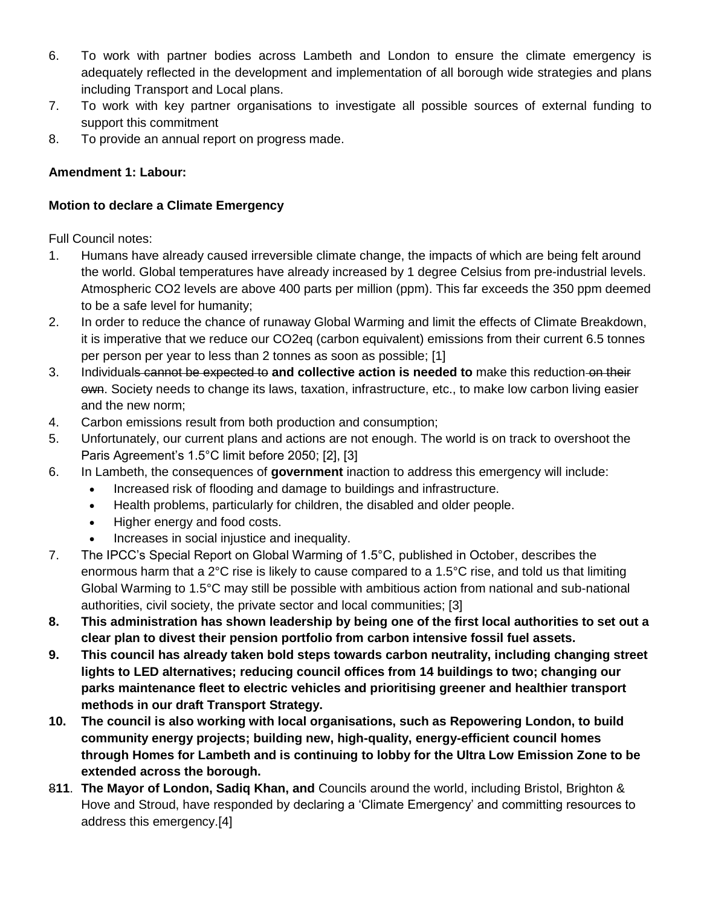6. To work with partner bodies across Lambeth and London to ensure the climate emergency is adequately reflected in the development and implementation of all borough wide strategies and plans including Transport and Local plans.
7. To work with key partner organisations to investigate all possible sources of external funding to support this commitment
8. To provide an annual report on progress made.

**Amendment 1: Labour:**

**Motion to declare a Climate Emergency**

Full Council notes:

1. Humans have already caused irreversible climate change, the impacts of which are being felt around the world. Global temperatures have already increased by 1 degree Celsius from pre-industrial levels. Atmospheric $CO_2$ levels are above 400 parts per million (ppm). This far exceeds the 350 ppm deemed to be a safe level for humanity;
2. In order to reduce the chance of runaway Global Warming and limit the effects of Climate Breakdown, it is imperative that we reduce our $CO_2$eq (carbon equivalent) emissions from their current 6.5 tonnes per person per year to less than 2 tonnes as soon as possible; [1]
3. Individual~~s cannot be expected to~~ **and collective action is needed to** make this reduction~~ on their own~~. Society needs to change its laws, taxation, infrastructure, etc., to make low carbon living easier and the new norm;
4. Carbon emissions result from both production and consumption;
5. Unfortunately, our current plans and actions are not enough. The world is on track to overshoot the Paris Agreement's 1.5°C limit before 2050; [2], [3]
6. In Lambeth, the consequences of **government** inaction to address this emergency will include:
   - Increased risk of flooding and damage to buildings and infrastructure.
   - Health problems, particularly for children, the disabled and older people.
   - Higher energy and food costs.
   - Increases in social injustice and inequality.
7. The IPCC's Special Report on Global Warming of 1.5°C, published in October, describes the enormous harm that a 2°C rise is likely to cause compared to a 1.5°C rise, and told us that limiting Global Warming to 1.5°C may still be possible with ambitious action from national and sub-national authorities, civil society, the private sector and local communities; [3]
8. **This administration has shown leadership by being one of the first local authorities to set out a clear plan to divest their pension portfolio from carbon intensive fossil fuel assets.**
9. **This council has already taken bold steps towards carbon neutrality, including changing street lights to LED alternatives; reducing council offices from 14 buildings to two; changing our parks maintenance fleet to electric vehicles and prioritising greener and healthier transport methods in our draft Transport Strategy.**
10. **The council is also working with local organisations, such as Repowering London, to build community energy projects; building new, high-quality, energy-efficient council homes through Homes for Lambeth and is continuing to lobby for the Ultra Low Emission Zone to be extended across the borough.**

~~8~~**11**. **The Mayor of London, Sadiq Khan, and** Councils around the world, including Bristol, Brighton & Hove and Stroud, have responded by declaring a 'Climate Emergency' and committing resources to address this emergency.[4]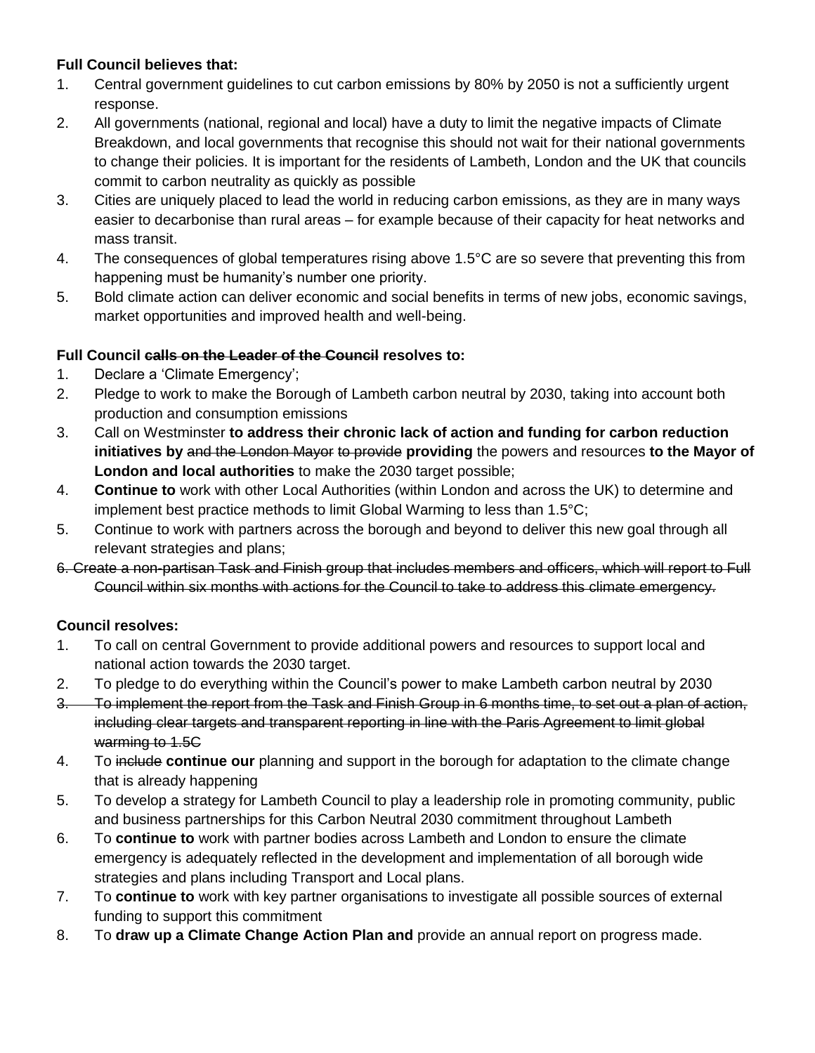**Full Council believes that:**

1. Central government guidelines to cut carbon emissions by 80% by 2050 is not a sufficiently urgent response.
2. All governments (national, regional and local) have a duty to limit the negative impacts of Climate Breakdown, and local governments that recognise this should not wait for their national governments to change their policies. It is important for the residents of Lambeth, London and the UK that councils commit to carbon neutrality as quickly as possible
3. Cities are uniquely placed to lead the world in reducing carbon emissions, as they are in many ways easier to decarbonise than rural areas – for example because of their capacity for heat networks and mass transit.
4. The consequences of global temperatures rising above 1.5°C are so severe that preventing this from happening must be humanity's number one priority.
5. Bold climate action can deliver economic and social benefits in terms of new jobs, economic savings, market opportunities and improved health and well-being.

**Full Council ~~calls on the Leader of the Council~~ resolves to:**

1. Declare a 'Climate Emergency';
2. Pledge to work to make the Borough of Lambeth carbon neutral by 2030, taking into account both production and consumption emissions
3. Call on Westminster **to address their chronic lack of action and funding for carbon reduction initiatives by** ~~and the London Mayor~~ ~~to provide~~ **providing** the powers and resources **to the Mayor of London and local authorities** to make the 2030 target possible;
4. **Continue to** work with other Local Authorities (within London and across the UK) to determine and implement best practice methods to limit Global Warming to less than 1.5°C;
5. Continue to work with partners across the borough and beyond to deliver this new goal through all relevant strategies and plans;
6. ~~Create a non-partisan Task and Finish group that includes members and officers, which will report to Full Council within six months with actions for the Council to take to address this climate emergency.~~

**Council resolves:**

1. To call on central Government to provide additional powers and resources to support local and national action towards the 2030 target.
2. To pledge to do everything within the Council's power to make Lambeth carbon neutral by 2030
3. ~~To implement the report from the Task and Finish Group in 6 months time, to set out a plan of action, including clear targets and transparent reporting in line with the Paris Agreement to limit global warming to 1.5C~~
4. To ~~include~~ **continue our** planning and support in the borough for adaptation to the climate change that is already happening
5. To develop a strategy for Lambeth Council to play a leadership role in promoting community, public and business partnerships for this Carbon Neutral 2030 commitment throughout Lambeth
6. To **continue to** work with partner bodies across Lambeth and London to ensure the climate emergency is adequately reflected in the development and implementation of all borough wide strategies and plans including Transport and Local plans.
7. To **continue to** work with key partner organisations to investigate all possible sources of external funding to support this commitment
8. To **draw up a Climate Change Action Plan and** provide an annual report on progress made.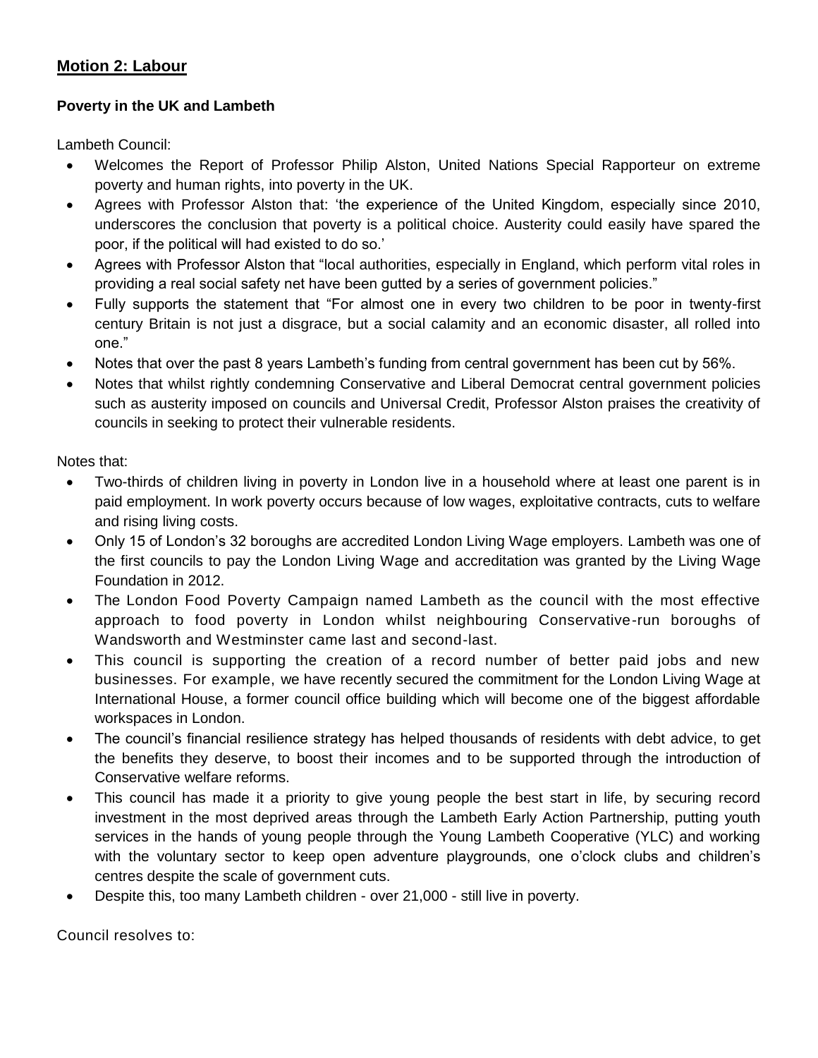## **Motion 2: Labour**

### **Poverty in the UK and Lambeth**

Lambeth Council:

- Welcomes the Report of Professor Philip Alston, United Nations Special Rapporteur on extreme poverty and human rights, into poverty in the UK.
- Agrees with Professor Alston that: 'the experience of the United Kingdom, especially since 2010, underscores the conclusion that poverty is a political choice. Austerity could easily have spared the poor, if the political will had existed to do so.'
- Agrees with Professor Alston that "local authorities, especially in England, which perform vital roles in providing a real social safety net have been gutted by a series of government policies."
- Fully supports the statement that "For almost one in every two children to be poor in twenty-first century Britain is not just a disgrace, but a social calamity and an economic disaster, all rolled into one."
- Notes that over the past 8 years Lambeth's funding from central government has been cut by 56%.
- Notes that whilst rightly condemning Conservative and Liberal Democrat central government policies such as austerity imposed on councils and Universal Credit, Professor Alston praises the creativity of councils in seeking to protect their vulnerable residents.

Notes that:

- Two-thirds of children living in poverty in London live in a household where at least one parent is in paid employment. In work poverty occurs because of low wages, exploitative contracts, cuts to welfare and rising living costs.
- Only 15 of London's 32 boroughs are accredited London Living Wage employers. Lambeth was one of the first councils to pay the London Living Wage and accreditation was granted by the Living Wage Foundation in 2012.
- The London Food Poverty Campaign named Lambeth as the council with the most effective approach to food poverty in London whilst neighbouring Conservative-run boroughs of Wandsworth and Westminster came last and second-last.
- This council is supporting the creation of a record number of better paid jobs and new businesses. For example, we have recently secured the commitment for the London Living Wage at International House, a former council office building which will become one of the biggest affordable workspaces in London.
- The council's financial resilience strategy has helped thousands of residents with debt advice, to get the benefits they deserve, to boost their incomes and to be supported through the introduction of Conservative welfare reforms.
- This council has made it a priority to give young people the best start in life, by securing record investment in the most deprived areas through the Lambeth Early Action Partnership, putting youth services in the hands of young people through the Young Lambeth Cooperative (YLC) and working with the voluntary sector to keep open adventure playgrounds, one o'clock clubs and children's centres despite the scale of government cuts.
- Despite this, too many Lambeth children - over 21,000 - still live in poverty.

Council resolves to: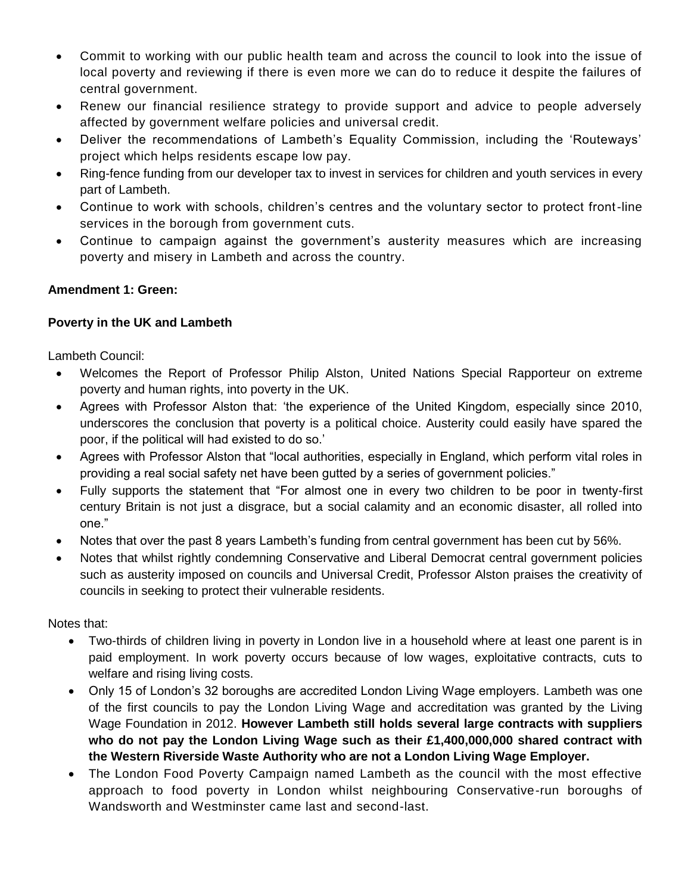- Commit to working with our public health team and across the council to look into the issue of local poverty and reviewing if there is even more we can do to reduce it despite the failures of central government.
- Renew our financial resilience strategy to provide support and advice to people adversely affected by government welfare policies and universal credit.
- Deliver the recommendations of Lambeth's Equality Commission, including the 'Routeways' project which helps residents escape low pay.
- Ring-fence funding from our developer tax to invest in services for children and youth services in every part of Lambeth.
- Continue to work with schools, children's centres and the voluntary sector to protect front-line services in the borough from government cuts.
- Continue to campaign against the government's austerity measures which are increasing poverty and misery in Lambeth and across the country.

**Amendment 1: Green:**

**Poverty in the UK and Lambeth**

Lambeth Council:

- Welcomes the Report of Professor Philip Alston, United Nations Special Rapporteur on extreme poverty and human rights, into poverty in the UK.
- Agrees with Professor Alston that: 'the experience of the United Kingdom, especially since 2010, underscores the conclusion that poverty is a political choice. Austerity could easily have spared the poor, if the political will had existed to do so.'
- Agrees with Professor Alston that "local authorities, especially in England, which perform vital roles in providing a real social safety net have been gutted by a series of government policies."
- Fully supports the statement that "For almost one in every two children to be poor in twenty-first century Britain is not just a disgrace, but a social calamity and an economic disaster, all rolled into one."
- Notes that over the past 8 years Lambeth's funding from central government has been cut by 56%.
- Notes that whilst rightly condemning Conservative and Liberal Democrat central government policies such as austerity imposed on councils and Universal Credit, Professor Alston praises the creativity of councils in seeking to protect their vulnerable residents.

Notes that:

- Two-thirds of children living in poverty in London live in a household where at least one parent is in paid employment. In work poverty occurs because of low wages, exploitative contracts, cuts to welfare and rising living costs.
- Only 15 of London's 32 boroughs are accredited London Living Wage employers. Lambeth was one of the first councils to pay the London Living Wage and accreditation was granted by the Living Wage Foundation in 2012. **However Lambeth still holds several large contracts with suppliers who do not pay the London Living Wage such as their £1,400,000,000 shared contract with the Western Riverside Waste Authority who are not a London Living Wage Employer.**
- The London Food Poverty Campaign named Lambeth as the council with the most effective approach to food poverty in London whilst neighbouring Conservative-run boroughs of Wandsworth and Westminster came last and second-last.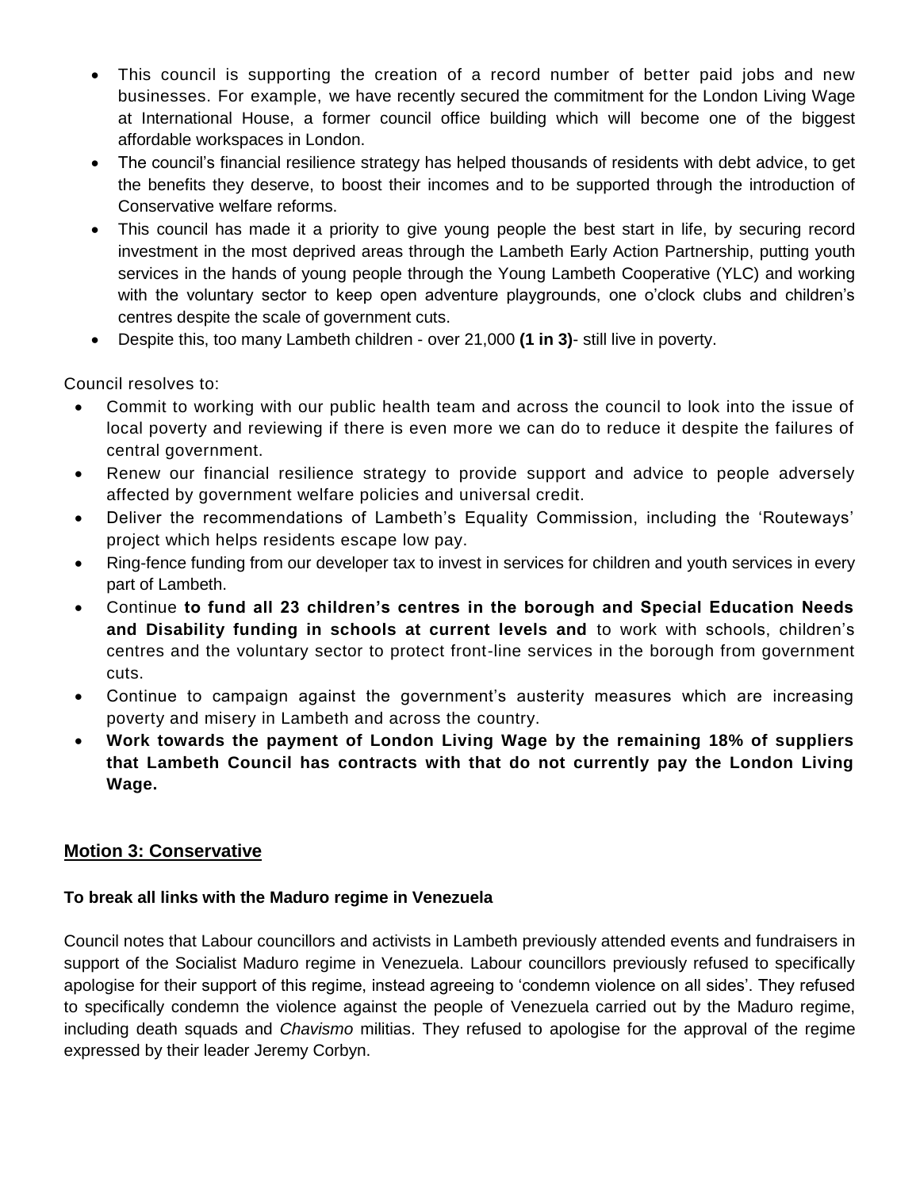- This council is supporting the creation of a record number of better paid jobs and new businesses. For example, we have recently secured the commitment for the London Living Wage at International House, a former council office building which will become one of the biggest affordable workspaces in London.
- The council's financial resilience strategy has helped thousands of residents with debt advice, to get the benefits they deserve, to boost their incomes and to be supported through the introduction of Conservative welfare reforms.
- This council has made it a priority to give young people the best start in life, by securing record investment in the most deprived areas through the Lambeth Early Action Partnership, putting youth services in the hands of young people through the Young Lambeth Cooperative (YLC) and working with the voluntary sector to keep open adventure playgrounds, one o'clock clubs and children's centres despite the scale of government cuts.
- Despite this, too many Lambeth children - over 21,000 **(1 in 3)**- still live in poverty.

Council resolves to:

- Commit to working with our public health team and across the council to look into the issue of local poverty and reviewing if there is even more we can do to reduce it despite the failures of central government.
- Renew our financial resilience strategy to provide support and advice to people adversely affected by government welfare policies and universal credit.
- Deliver the recommendations of Lambeth's Equality Commission, including the 'Routeways' project which helps residents escape low pay.
- Ring-fence funding from our developer tax to invest in services for children and youth services in every part of Lambeth.
- Continue **to fund all 23 children's centres in the borough and Special Education Needs and Disability funding in schools at current levels and** to work with schools, children's centres and the voluntary sector to protect front-line services in the borough from government cuts.
- Continue to campaign against the government's austerity measures which are increasing poverty and misery in Lambeth and across the country.
- **Work towards the payment of London Living Wage by the remaining 18% of suppliers that Lambeth Council has contracts with that do not currently pay the London Living Wage.**

## Motion 3: Conservative

### To break all links with the Maduro regime in Venezuela

Council notes that Labour councillors and activists in Lambeth previously attended events and fundraisers in support of the Socialist Maduro regime in Venezuela. Labour councillors previously refused to specifically apologise for their support of this regime, instead agreeing to 'condemn violence on all sides'. They refused to specifically condemn the violence against the people of Venezuela carried out by the Maduro regime, including death squads and *Chavismo* militias. They refused to apologise for the approval of the regime expressed by their leader Jeremy Corbyn.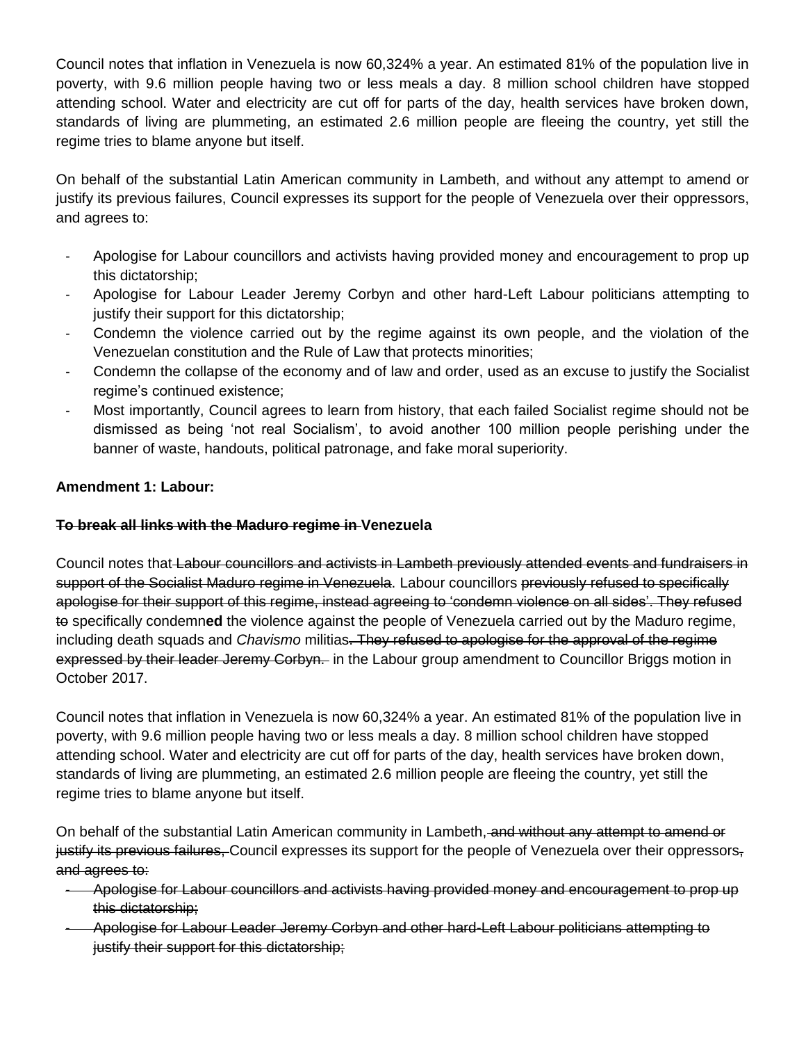Council notes that inflation in Venezuela is now 60,324% a year. An estimated 81% of the population live in poverty, with 9.6 million people having two or less meals a day. 8 million school children have stopped attending school. Water and electricity are cut off for parts of the day, health services have broken down, standards of living are plummeting, an estimated 2.6 million people are fleeing the country, yet still the regime tries to blame anyone but itself.

On behalf of the substantial Latin American community in Lambeth, and without any attempt to amend or justify its previous failures, Council expresses its support for the people of Venezuela over their oppressors, and agrees to:

- Apologise for Labour councillors and activists having provided money and encouragement to prop up this dictatorship;
- Apologise for Labour Leader Jeremy Corbyn and other hard-Left Labour politicians attempting to justify their support for this dictatorship;
- Condemn the violence carried out by the regime against its own people, and the violation of the Venezuelan constitution and the Rule of Law that protects minorities;
- Condemn the collapse of the economy and of law and order, used as an excuse to justify the Socialist regime's continued existence;
- Most importantly, Council agrees to learn from history, that each failed Socialist regime should not be dismissed as being 'not real Socialism', to avoid another 100 million people perishing under the banner of waste, handouts, political patronage, and fake moral superiority.

**Amendment 1: Labour:**

**~~To break all links with the Maduro regime in~~ Venezuela**

Council notes that ~~Labour councillors and activists in Lambeth previously attended events and fundraisers in support of the Socialist Maduro regime in Venezuela~~. Labour councillors ~~previously refused to specifically apologise for their support of this regime, instead agreeing to 'condemn violence on all sides'. They refused to~~ specifically condemn**ed** the violence against the people of Venezuela carried out by the Maduro regime, including death squads and *Chavismo* militias~~. They refused to apologise for the approval of the regime expressed by their leader Jeremy Corbyn.~~ in the Labour group amendment to Councillor Briggs motion in October 2017.

Council notes that inflation in Venezuela is now 60,324% a year. An estimated 81% of the population live in poverty, with 9.6 million people having two or less meals a day. 8 million school children have stopped attending school. Water and electricity are cut off for parts of the day, health services have broken down, standards of living are plummeting, an estimated 2.6 million people are fleeing the country, yet still the regime tries to blame anyone but itself.

On behalf of the substantial Latin American community in Lambeth, ~~and without any attempt to amend or justify its previous failures,~~ Council expresses its support for the people of Venezuela over their oppressors~~, and agrees to:~~

- ~~Apologise for Labour councillors and activists having provided money and encouragement to prop up this dictatorship;~~
- ~~Apologise for Labour Leader Jeremy Corbyn and other hard-Left Labour politicians attempting to justify their support for this dictatorship;~~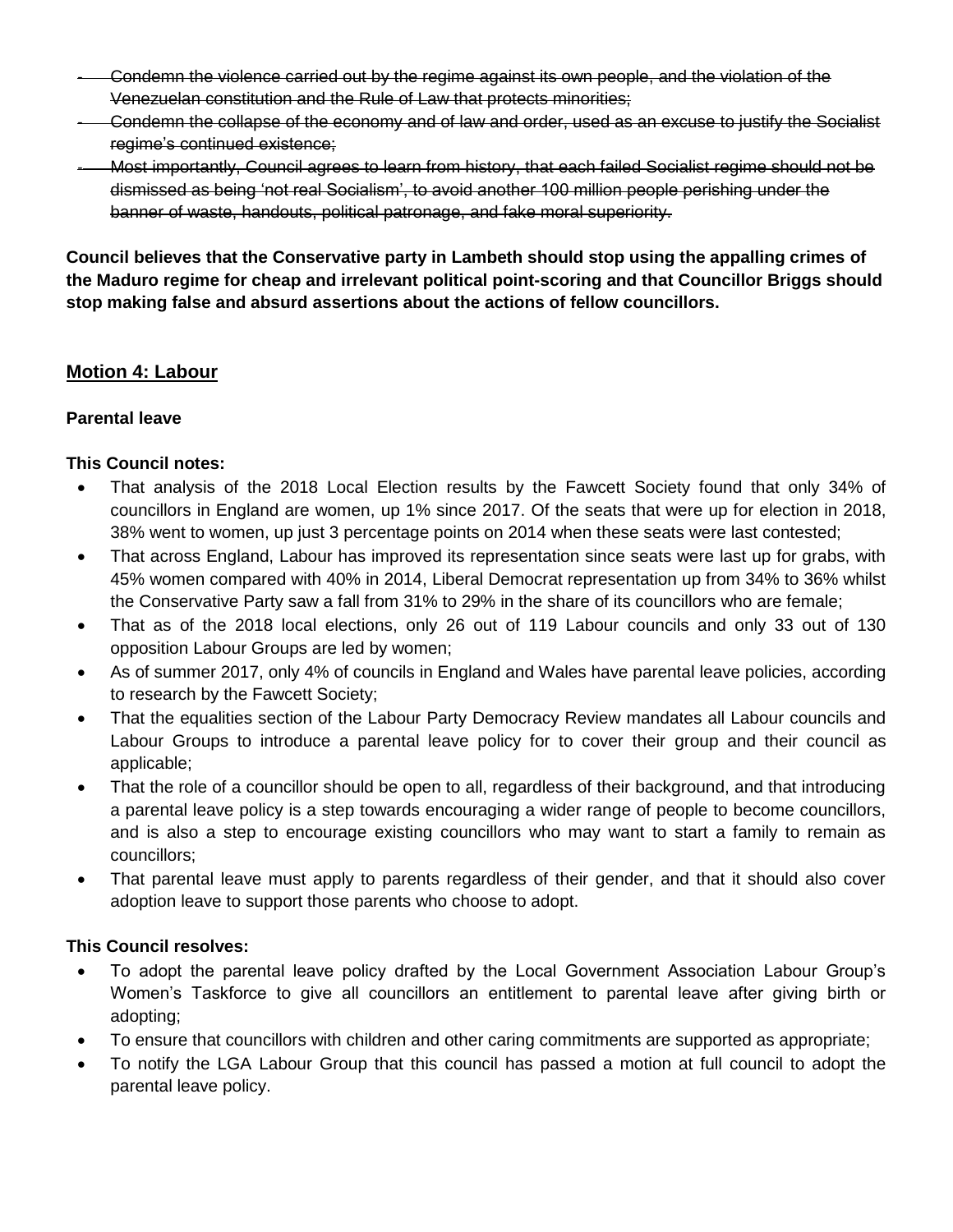- ~~Condemn the violence carried out by the regime against its own people, and the violation of the Venezuelan constitution and the Rule of Law that protects minorities;~~
- ~~Condemn the collapse of the economy and of law and order, used as an excuse to justify the Socialist regime's continued existence;~~
- ~~Most importantly, Council agrees to learn from history, that each failed Socialist regime should not be dismissed as being 'not real Socialism', to avoid another 100 million people perishing under the banner of waste, handouts, political patronage, and fake moral superiority.~~

**Council believes that the Conservative party in Lambeth should stop using the appalling crimes of the Maduro regime for cheap and irrelevant political point-scoring and that Councillor Briggs should stop making false and absurd assertions about the actions of fellow councillors.**

## Motion 4: Labour

### Parental leave

**This Council notes:**

- That analysis of the 2018 Local Election results by the Fawcett Society found that only 34% of councillors in England are women, up 1% since 2017. Of the seats that were up for election in 2018, 38% went to women, up just 3 percentage points on 2014 when these seats were last contested;
- That across England, Labour has improved its representation since seats were last up for grabs, with 45% women compared with 40% in 2014, Liberal Democrat representation up from 34% to 36% whilst the Conservative Party saw a fall from 31% to 29% in the share of its councillors who are female;
- That as of the 2018 local elections, only 26 out of 119 Labour councils and only 33 out of 130 opposition Labour Groups are led by women;
- As of summer 2017, only 4% of councils in England and Wales have parental leave policies, according to research by the Fawcett Society;
- That the equalities section of the Labour Party Democracy Review mandates all Labour councils and Labour Groups to introduce a parental leave policy for to cover their group and their council as applicable;
- That the role of a councillor should be open to all, regardless of their background, and that introducing a parental leave policy is a step towards encouraging a wider range of people to become councillors, and is also a step to encourage existing councillors who may want to start a family to remain as councillors;
- That parental leave must apply to parents regardless of their gender, and that it should also cover adoption leave to support those parents who choose to adopt.

**This Council resolves:**

- To adopt the parental leave policy drafted by the Local Government Association Labour Group's Women's Taskforce to give all councillors an entitlement to parental leave after giving birth or adopting;
- To ensure that councillors with children and other caring commitments are supported as appropriate;
- To notify the LGA Labour Group that this council has passed a motion at full council to adopt the parental leave policy.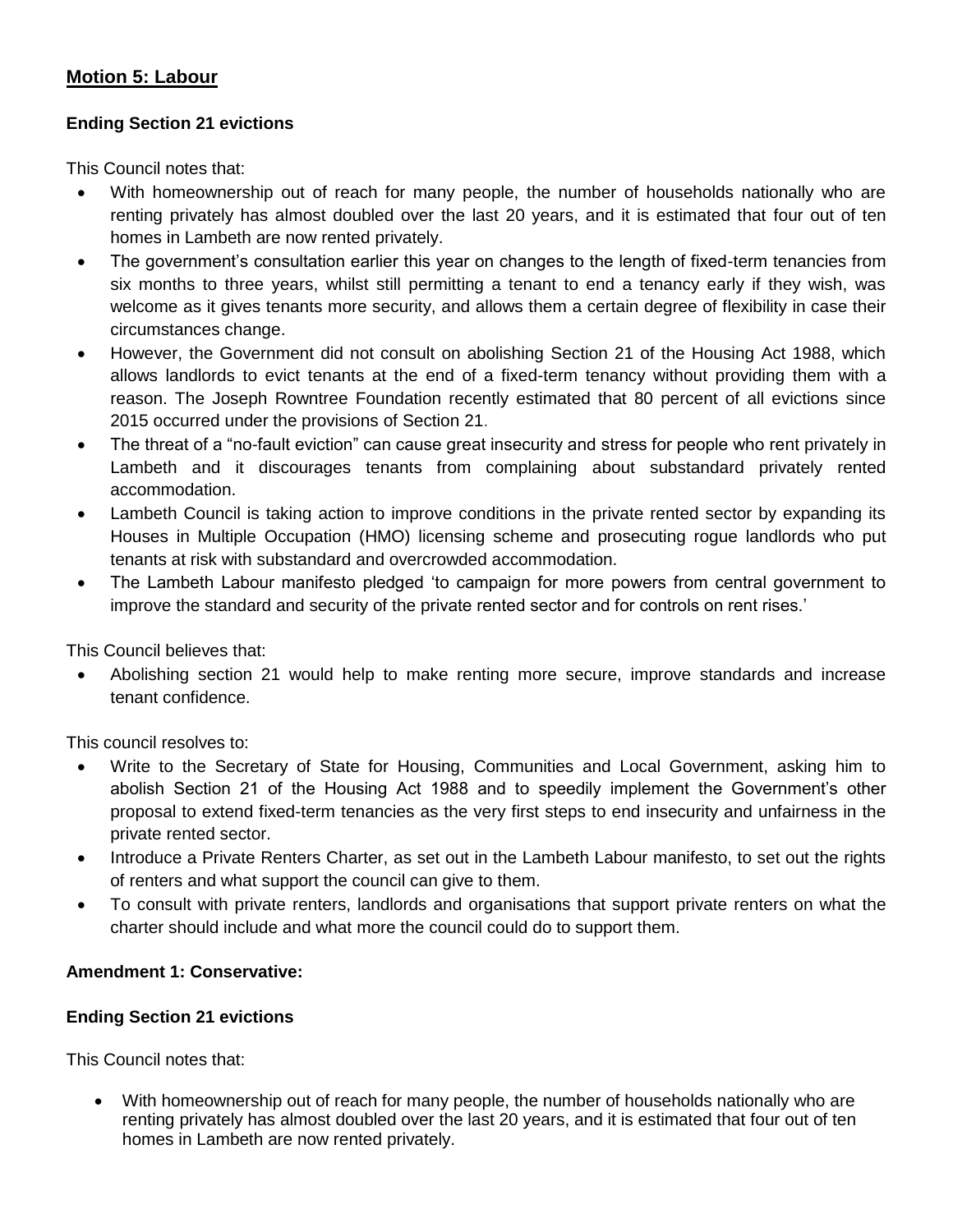## Motion 5: Labour

**Ending Section 21 evictions**

This Council notes that:

- With homeownership out of reach for many people, the number of households nationally who are renting privately has almost doubled over the last 20 years, and it is estimated that four out of ten homes in Lambeth are now rented privately.
- The government's consultation earlier this year on changes to the length of fixed-term tenancies from six months to three years, whilst still permitting a tenant to end a tenancy early if they wish, was welcome as it gives tenants more security, and allows them a certain degree of flexibility in case their circumstances change.
- However, the Government did not consult on abolishing Section 21 of the Housing Act 1988, which allows landlords to evict tenants at the end of a fixed-term tenancy without providing them with a reason. The Joseph Rowntree Foundation recently estimated that 80 percent of all evictions since 2015 occurred under the provisions of Section 21.
- The threat of a "no-fault eviction" can cause great insecurity and stress for people who rent privately in Lambeth and it discourages tenants from complaining about substandard privately rented accommodation.
- Lambeth Council is taking action to improve conditions in the private rented sector by expanding its Houses in Multiple Occupation (HMO) licensing scheme and prosecuting rogue landlords who put tenants at risk with substandard and overcrowded accommodation.
- The Lambeth Labour manifesto pledged 'to campaign for more powers from central government to improve the standard and security of the private rented sector and for controls on rent rises.'

This Council believes that:

- Abolishing section 21 would help to make renting more secure, improve standards and increase tenant confidence.

This council resolves to:

- Write to the Secretary of State for Housing, Communities and Local Government, asking him to abolish Section 21 of the Housing Act 1988 and to speedily implement the Government's other proposal to extend fixed-term tenancies as the very first steps to end insecurity and unfairness in the private rented sector.
- Introduce a Private Renters Charter, as set out in the Lambeth Labour manifesto, to set out the rights of renters and what support the council can give to them.
- To consult with private renters, landlords and organisations that support private renters on what the charter should include and what more the council could do to support them.

**Amendment 1: Conservative:**

**Ending Section 21 evictions**

This Council notes that:

- With homeownership out of reach for many people, the number of households nationally who are renting privately has almost doubled over the last 20 years, and it is estimated that four out of ten homes in Lambeth are now rented privately.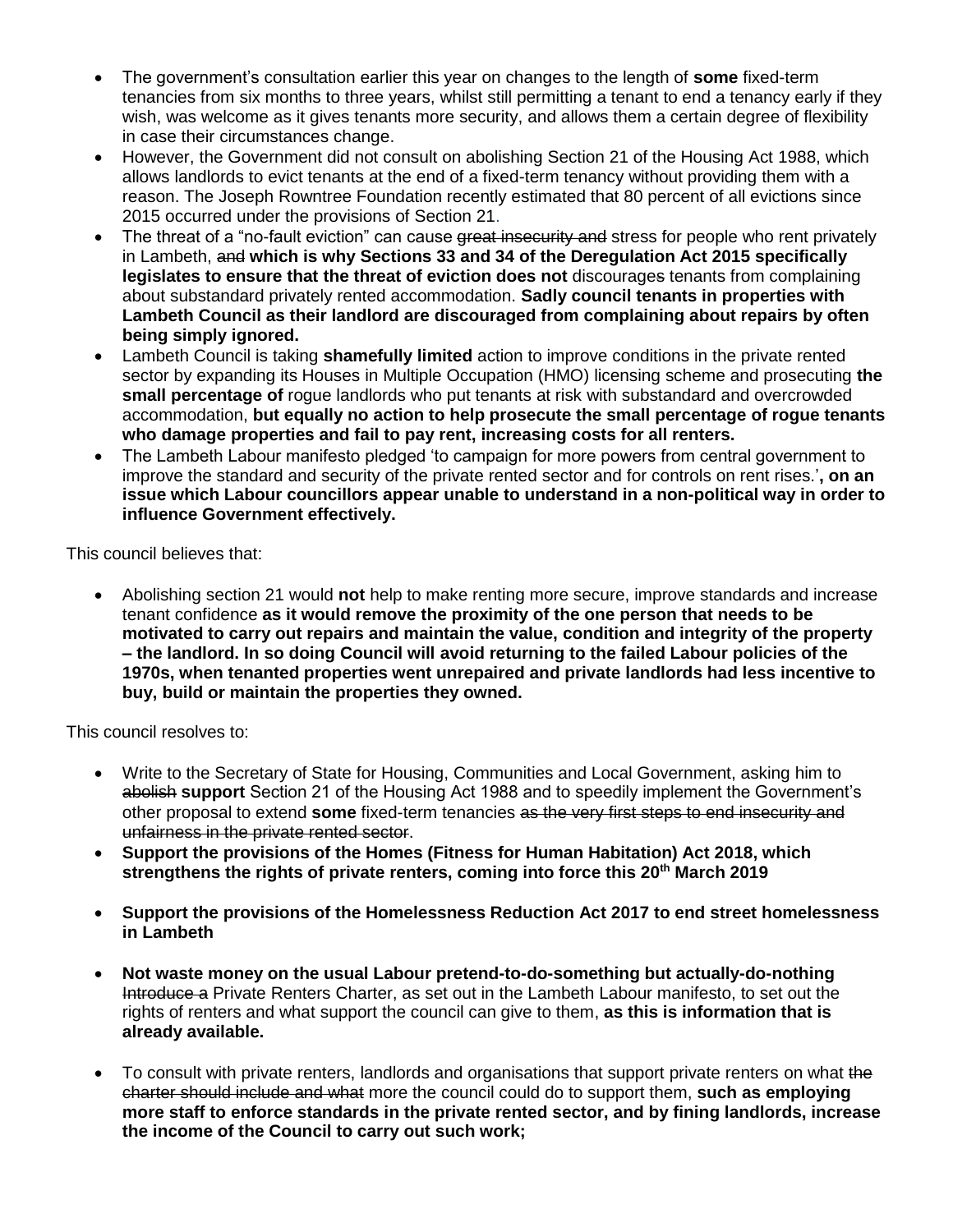- The government's consultation earlier this year on changes to the length of **some** fixed-term tenancies from six months to three years, whilst still permitting a tenant to end a tenancy early if they wish, was welcome as it gives tenants more security, and allows them a certain degree of flexibility in case their circumstances change.
- However, the Government did not consult on abolishing Section 21 of the Housing Act 1988, which allows landlords to evict tenants at the end of a fixed-term tenancy without providing them with a reason. The Joseph Rowntree Foundation recently estimated that 80 percent of all evictions since 2015 occurred under the provisions of Section 21.
- The threat of a "no-fault eviction" can cause ~~great insecurity and~~ stress for people who rent privately in Lambeth, ~~and~~ **which is why Sections 33 and 34 of the Deregulation Act 2015 specifically legislates to ensure that the threat of eviction does not** discourage~~s~~ tenants from complaining about substandard privately rented accommodation. **Sadly council tenants in properties with Lambeth Council as their landlord are discouraged from complaining about repairs by often being simply ignored.**
- Lambeth Council is taking **shamefully limited** action to improve conditions in the private rented sector by expanding its Houses in Multiple Occupation (HMO) licensing scheme and prosecuting **the small percentage of** rogue landlords who put tenants at risk with substandard and overcrowded accommodation, **but equally no action to help prosecute the small percentage of rogue tenants who damage properties and fail to pay rent, increasing costs for all renters.**
- The Lambeth Labour manifesto pledged 'to campaign for more powers from central government to improve the standard and security of the private rented sector and for controls on rent rises.'**, on an issue which Labour councillors appear unable to understand in a non-political way in order to influence Government effectively.**

This council believes that:

- Abolishing section 21 would **not** help to make renting more secure, improve standards and increase tenant confidence **as it would remove the proximity of the one person that needs to be motivated to carry out repairs and maintain the value, condition and integrity of the property – the landlord. In so doing Council will avoid returning to the failed Labour policies of the 1970s, when tenanted properties went unrepaired and private landlords had less incentive to buy, build or maintain the properties they owned.**

This council resolves to:

- Write to the Secretary of State for Housing, Communities and Local Government, asking him to ~~abolish~~ **support** Section 21 of the Housing Act 1988 and to speedily implement the Government's other proposal to extend **some** fixed-term tenancies ~~as the very first steps to end insecurity and unfairness in the private rented sector~~.
- **Support the provisions of the Homes (Fitness for Human Habitation) Act 2018, which strengthens the rights of private renters, coming into force this 20th March 2019**
- **Support the provisions of the Homelessness Reduction Act 2017 to end street homelessness in Lambeth**
- **Not waste money on the usual Labour pretend-to-do-something but actually-do-nothing** ~~Introduce a~~ Private Renters Charter, as set out in the Lambeth Labour manifesto, to set out the rights of renters and what support the council can give to them, **as this is information that is already available.**
- To consult with private renters, landlords and organisations that support private renters on what ~~the charter should include and what~~ more the council could do to support them, **such as employing more staff to enforce standards in the private rented sector, and by fining landlords, increase the income of the Council to carry out such work;**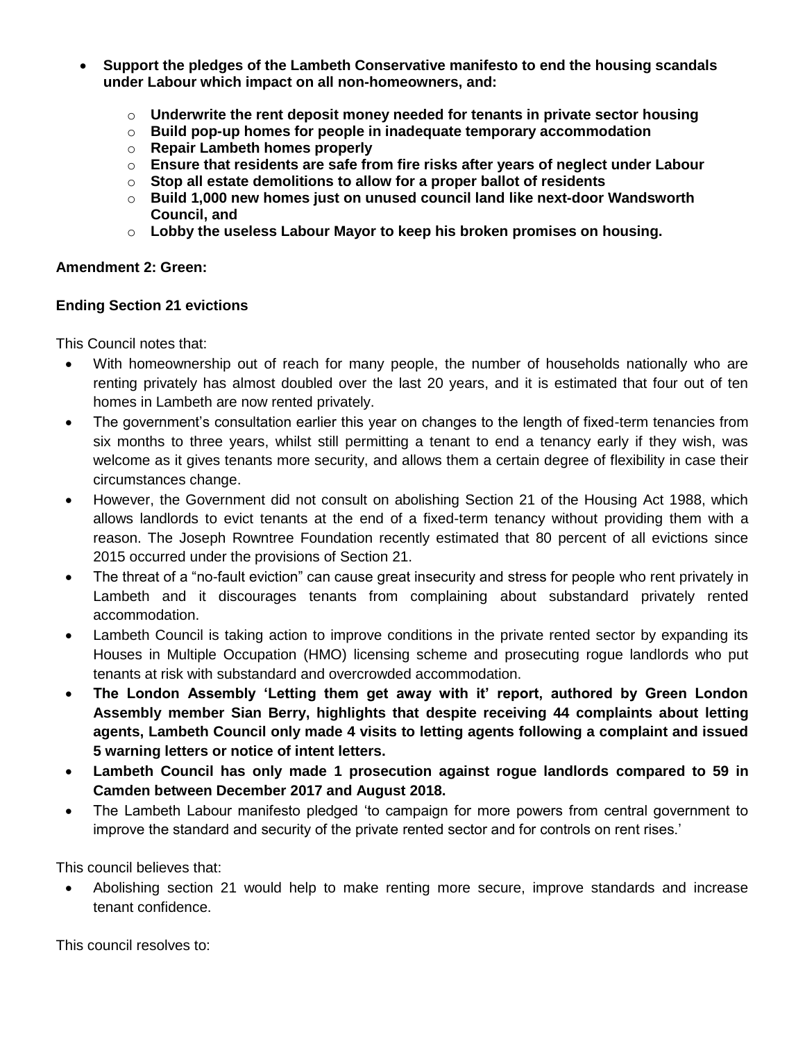- **Support the pledges of the Lambeth Conservative manifesto to end the housing scandals under Labour which impact on all non-homeowners, and:**
    - **Underwrite the rent deposit money needed for tenants in private sector housing**
    - **Build pop-up homes for people in inadequate temporary accommodation**
    - **Repair Lambeth homes properly**
    - **Ensure that residents are safe from fire risks after years of neglect under Labour**
    - **Stop all estate demolitions to allow for a proper ballot of residents**
    - **Build 1,000 new homes just on unused council land like next-door Wandsworth Council, and**
    - **Lobby the useless Labour Mayor to keep his broken promises on housing.**

**Amendment 2: Green:**

**Ending Section 21 evictions**

This Council notes that:

- With homeownership out of reach for many people, the number of households nationally who are renting privately has almost doubled over the last 20 years, and it is estimated that four out of ten homes in Lambeth are now rented privately.
- The government's consultation earlier this year on changes to the length of fixed-term tenancies from six months to three years, whilst still permitting a tenant to end a tenancy early if they wish, was welcome as it gives tenants more security, and allows them a certain degree of flexibility in case their circumstances change.
- However, the Government did not consult on abolishing Section 21 of the Housing Act 1988, which allows landlords to evict tenants at the end of a fixed-term tenancy without providing them with a reason. The Joseph Rowntree Foundation recently estimated that 80 percent of all evictions since 2015 occurred under the provisions of Section 21.
- The threat of a "no-fault eviction" can cause great insecurity and stress for people who rent privately in Lambeth and it discourages tenants from complaining about substandard privately rented accommodation.
- Lambeth Council is taking action to improve conditions in the private rented sector by expanding its Houses in Multiple Occupation (HMO) licensing scheme and prosecuting rogue landlords who put tenants at risk with substandard and overcrowded accommodation.
- **The London Assembly 'Letting them get away with it' report, authored by Green London Assembly member Sian Berry, highlights that despite receiving 44 complaints about letting agents, Lambeth Council only made 4 visits to letting agents following a complaint and issued 5 warning letters or notice of intent letters.**
- **Lambeth Council has only made 1 prosecution against rogue landlords compared to 59 in Camden between December 2017 and August 2018.**
- The Lambeth Labour manifesto pledged 'to campaign for more powers from central government to improve the standard and security of the private rented sector and for controls on rent rises.'

This council believes that:

- Abolishing section 21 would help to make renting more secure, improve standards and increase tenant confidence.

This council resolves to: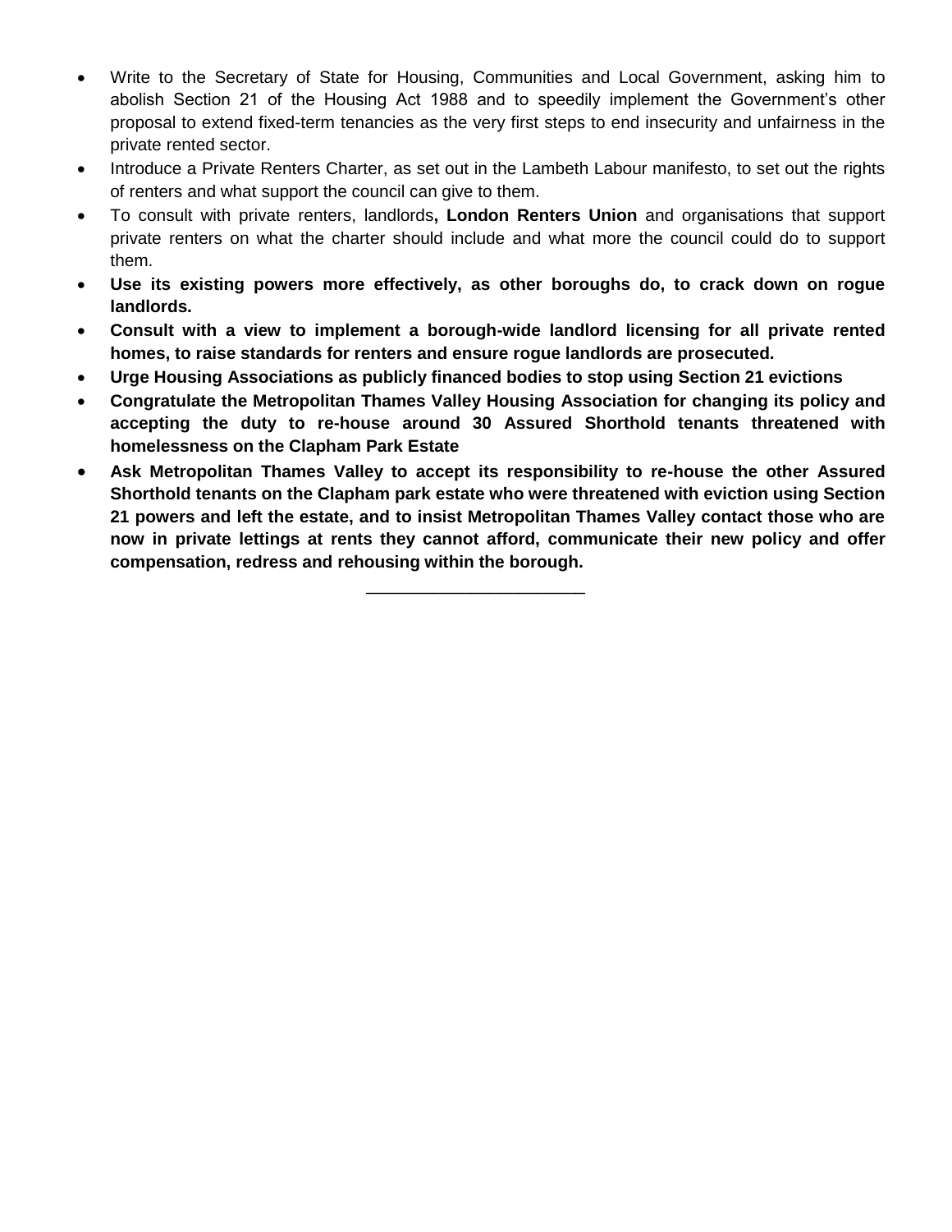- Write to the Secretary of State for Housing, Communities and Local Government, asking him to abolish Section 21 of the Housing Act 1988 and to speedily implement the Government's other proposal to extend fixed-term tenancies as the very first steps to end insecurity and unfairness in the private rented sector.
- Introduce a Private Renters Charter, as set out in the Lambeth Labour manifesto, to set out the rights of renters and what support the council can give to them.
- To consult with private renters, landlords**, London Renters Union** and organisations that support private renters on what the charter should include and what more the council could do to support them.
- **Use its existing powers more effectively, as other boroughs do, to crack down on rogue landlords.**
- **Consult with a view to implement a borough-wide landlord licensing for all private rented homes, to raise standards for renters and ensure rogue landlords are prosecuted.**
- **Urge Housing Associations as publicly financed bodies to stop using Section 21 evictions**
- **Congratulate the Metropolitan Thames Valley Housing Association for changing its policy and accepting the duty to re-house around 30 Assured Shorthold tenants threatened with homelessness on the Clapham Park Estate**
- **Ask Metropolitan Thames Valley to accept its responsibility to re-house the other Assured Shorthold tenants on the Clapham park estate who were threatened with eviction using Section 21 powers and left the estate, and to insist Metropolitan Thames Valley contact those who are now in private lettings at rents they cannot afford, communicate their new policy and offer compensation, redress and rehousing within the borough.**

---